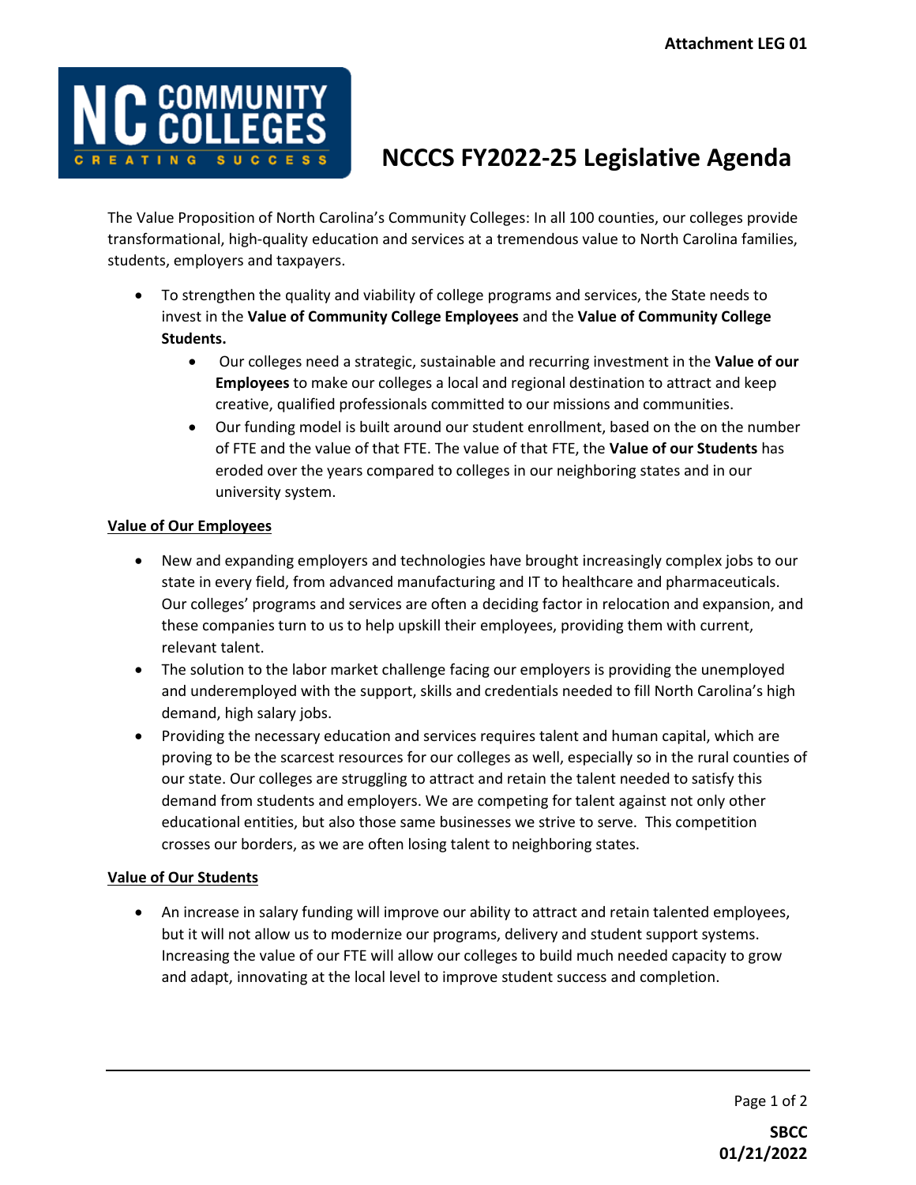Attachment LEG 01

# NCCCS FY2022-25 Legislative Agenda

The Value Proposition of North Carolina's Community Colleges: In all 100 counties, our colleges provide transformational, high-quality education and services at a tremendous value to North Carolina families, students, employers and taxpayers.

- To strengthen the quality and viability of college programs and services, the State needs to invest in the **Value of Community College Employees** and the **Value of Community College Students.**
  - Our colleges need a strategic, sustainable and recurring investment in the **Value of our Employees** to make our colleges a local and regional destination to attract and keep creative, qualified professionals committed to our missions and communities.
  - Our funding model is built around our student enrollment, based on the on the number of FTE and the value of that FTE. The value of that FTE, the **Value of our Students** has eroded over the years compared to colleges in our neighboring states and in our university system.

## Value of Our Employees

- New and expanding employers and technologies have brought increasingly complex jobs to our state in every field, from advanced manufacturing and IT to healthcare and pharmaceuticals. Our colleges' programs and services are often a deciding factor in relocation and expansion, and these companies turn to us to help upskill their employees, providing them with current, relevant talent.
- The solution to the labor market challenge facing our employers is providing the unemployed and underemployed with the support, skills and credentials needed to fill North Carolina's high demand, high salary jobs.
- Providing the necessary education and services requires talent and human capital, which are proving to be the scarcest resources for our colleges as well, especially so in the rural counties of our state. Our colleges are struggling to attract and retain the talent needed to satisfy this demand from students and employers. We are competing for talent against not only other educational entities, but also those same businesses we strive to serve. This competition crosses our borders, as we are often losing talent to neighboring states.

## Value of Our Students

- An increase in salary funding will improve our ability to attract and retain talented employees, but it will not allow us to modernize our programs, delivery and student support systems. Increasing the value of our FTE will allow our colleges to build much needed capacity to grow and adapt, innovating at the local level to improve student success and completion.

SBCC
01/21/2022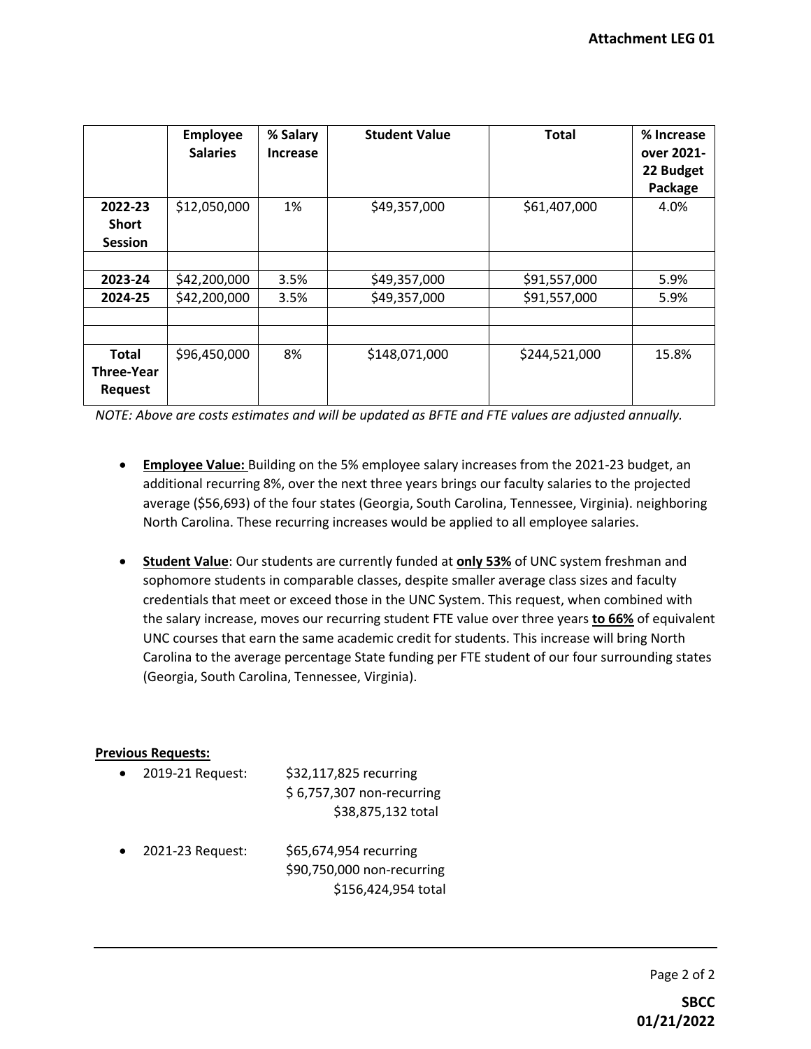| | Employee Salaries | % Salary Increase | Student Value | Total | % Increase over 2021-22 Budget Package |
|---|---|---|---|---|---|
| **2022-23 Short Session** | $12,050,000 | 1% | $49,357,000 | $61,407,000 | 4.0% |
| | | | | | |
| **2023-24** | $42,200,000 | 3.5% | $49,357,000 | $91,557,000 | 5.9% |
| **2024-25** | $42,200,000 | 3.5% | $49,357,000 | $91,557,000 | 5.9% |
| | | | | | |
| | | | | | |
| **Total Three-Year Request** | $96,450,000 | 8% | $148,071,000 | $244,521,000 | 15.8% |

*NOTE: Above are costs estimates and will be updated as BFTE and FTE values are adjusted annually.*

- **Employee Value:** Building on the 5% employee salary increases from the 2021-23 budget, an additional recurring 8%, over the next three years brings our faculty salaries to the projected average ($56,693) of the four states (Georgia, South Carolina, Tennessee, Virginia). neighboring North Carolina. These recurring increases would be applied to all employee salaries.

- **Student Value**: Our students are currently funded at **only 53%** of UNC system freshman and sophomore students in comparable classes, despite smaller average class sizes and faculty credentials that meet or exceed those in the UNC System. This request, when combined with the salary increase, moves our recurring student FTE value over three years **to 66%** of equivalent UNC courses that earn the same academic credit for students. This increase will bring North Carolina to the average percentage State funding per FTE student of our four surrounding states (Georgia, South Carolina, Tennessee, Virginia).

**Previous Requests:**

- 2019-21 Request: $32,117,825 recurring
  $ 6,757,307 non-recurring
  $38,875,132 total

- 2021-23 Request: $65,674,954 recurring
  $90,750,000 non-recurring
  $156,424,954 total